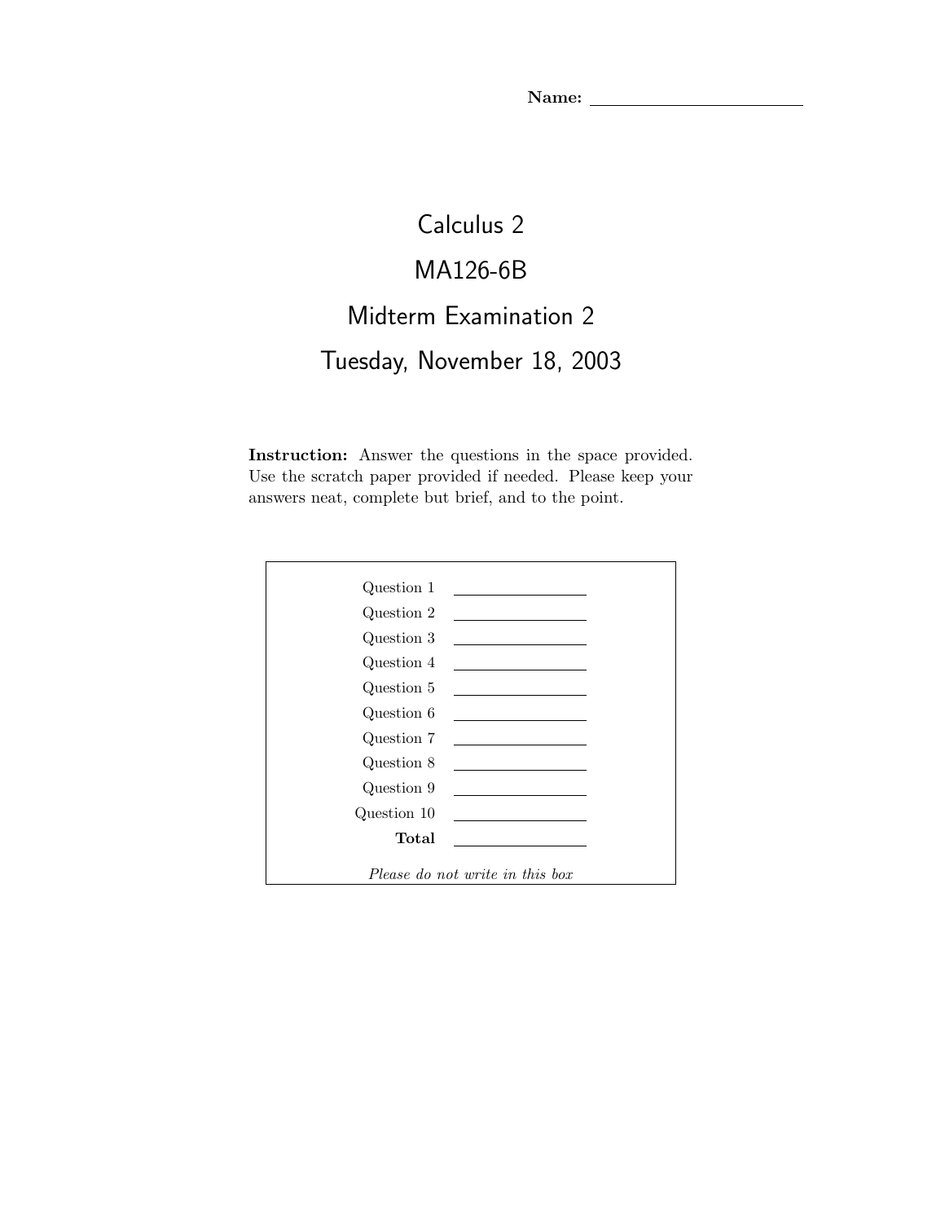**Name:** ________________________

# Calculus 2

# MA126-6B

# Midterm Examination 2

# Tuesday, November 18, 2003

**Instruction:** Answer the questions in the space provided. Use the scratch paper provided if needed. Please keep your answers neat, complete but brief, and to the point.

| | |
|---|---|
| Question 1 | |
| Question 2 | |
| Question 3 | |
| Question 4 | |
| Question 5 | |
| Question 6 | |
| Question 7 | |
| Question 8 | |
| Question 9 | |
| Question 10 | |
| **Total** | |

*Please do not write in this box*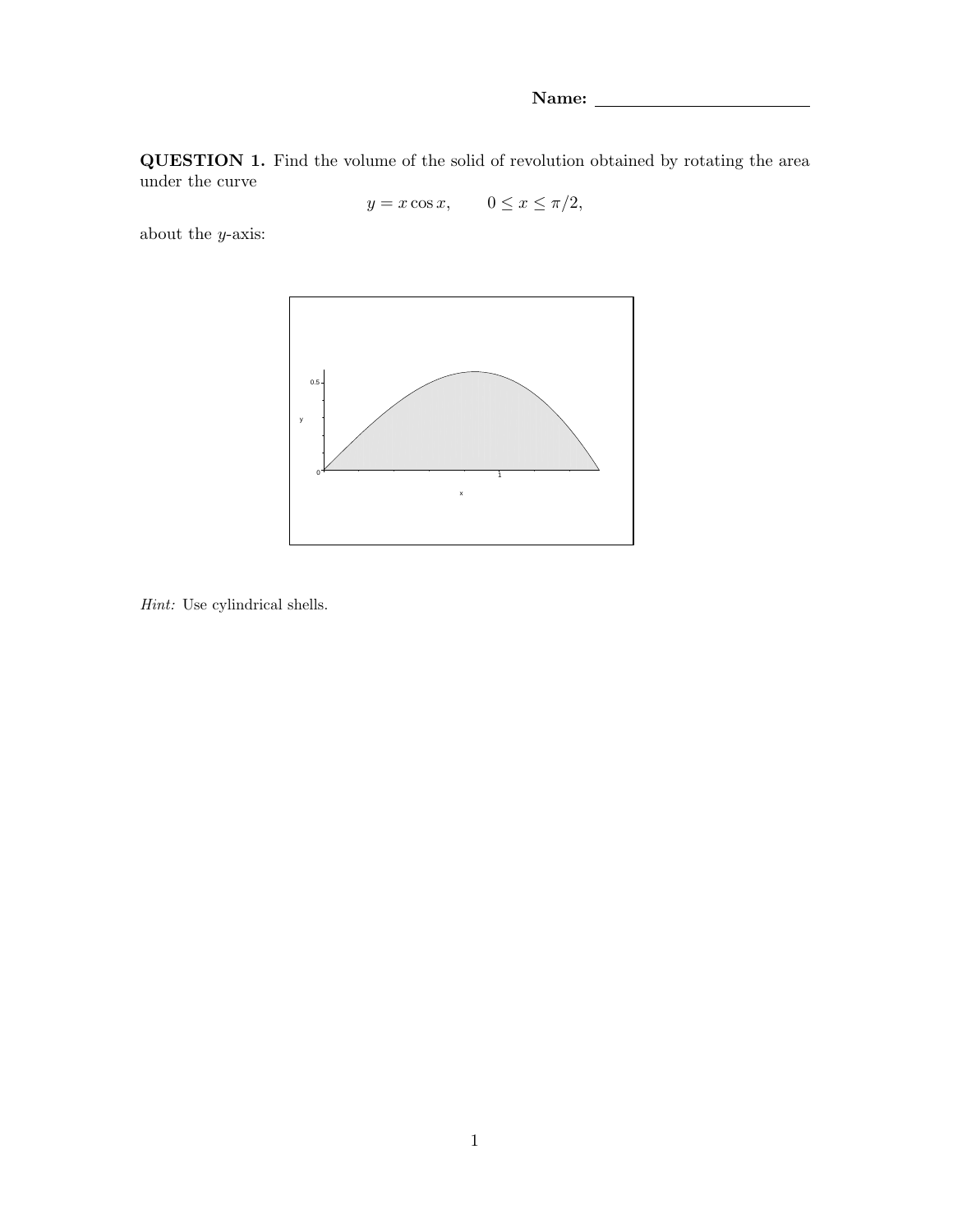**Name:** ________________________

**QUESTION 1.** Find the volume of the solid of revolution obtained by rotating the area under the curve

$$y = x \cos x, \qquad 0 \leq x \leq \pi/2,$$

about the $y$-axis:

*Hint:* Use cylindrical shells.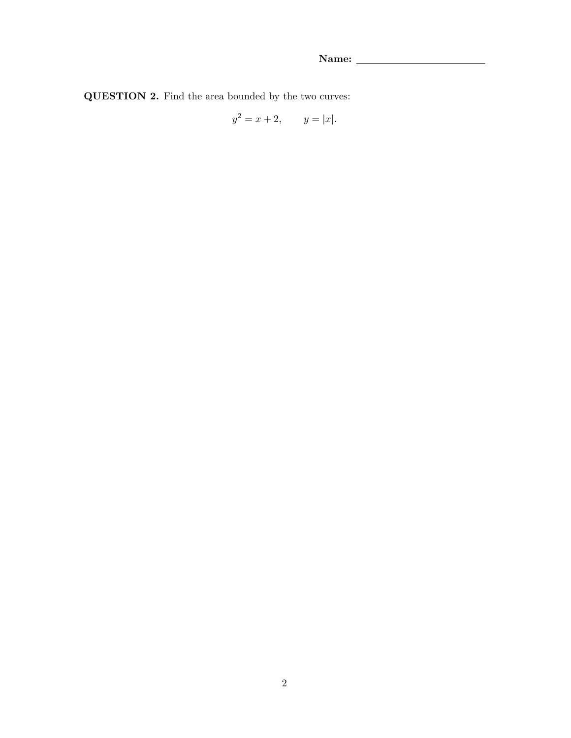**Name:** ________________________

**QUESTION 2.** Find the area bounded by the two curves:

$$y^2 = x + 2, \qquad y = |x|.$$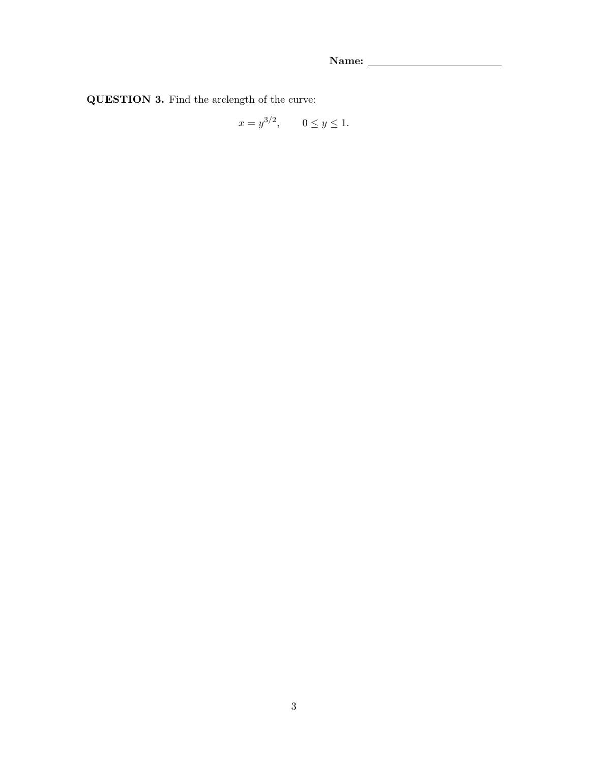Name: ______________________

**QUESTION 3.** Find the arclength of the curve:

$$x = y^{3/2}, \qquad 0 \leq y \leq 1.$$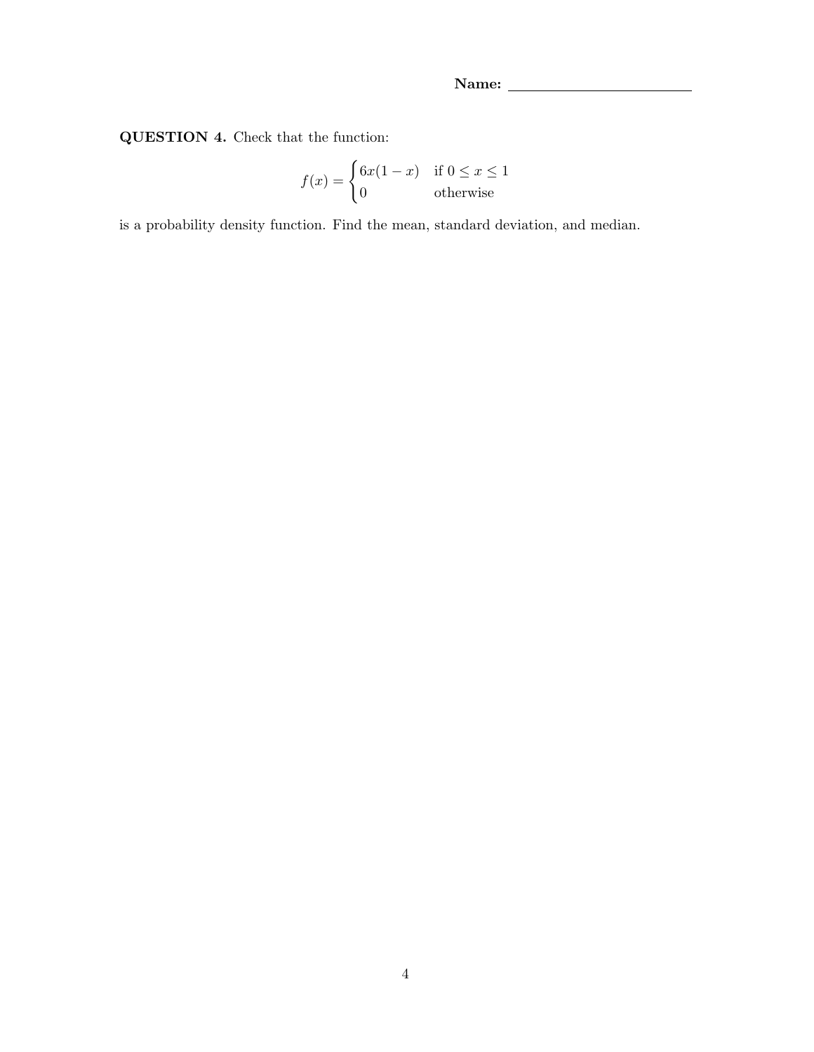**Name:** ________________________

**QUESTION 4.** Check that the function:

$$f(x) = \begin{cases} 6x(1-x) & \text{if } 0 \leq x \leq 1 \\ 0 & \text{otherwise} \end{cases}$$

is a probability density function. Find the mean, standard deviation, and median.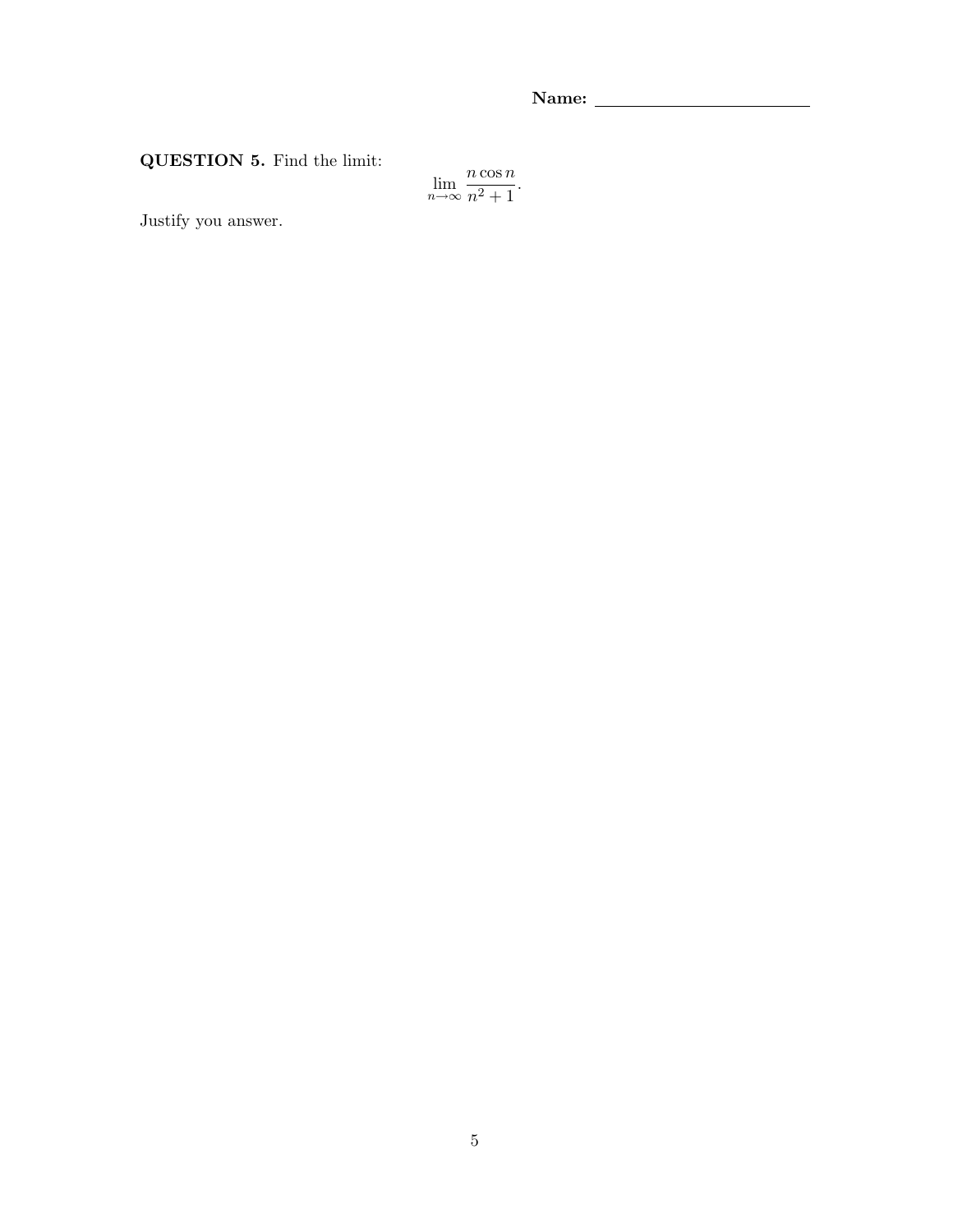**Name:** \_\_\_\_\_\_\_\_\_\_\_\_\_\_\_\_\_\_\_\_\_\_\_\_

**QUESTION 5.** Find the limit:

$$\lim_{n\to\infty} \frac{n \cos n}{n^2+1}.$$

Justify you answer.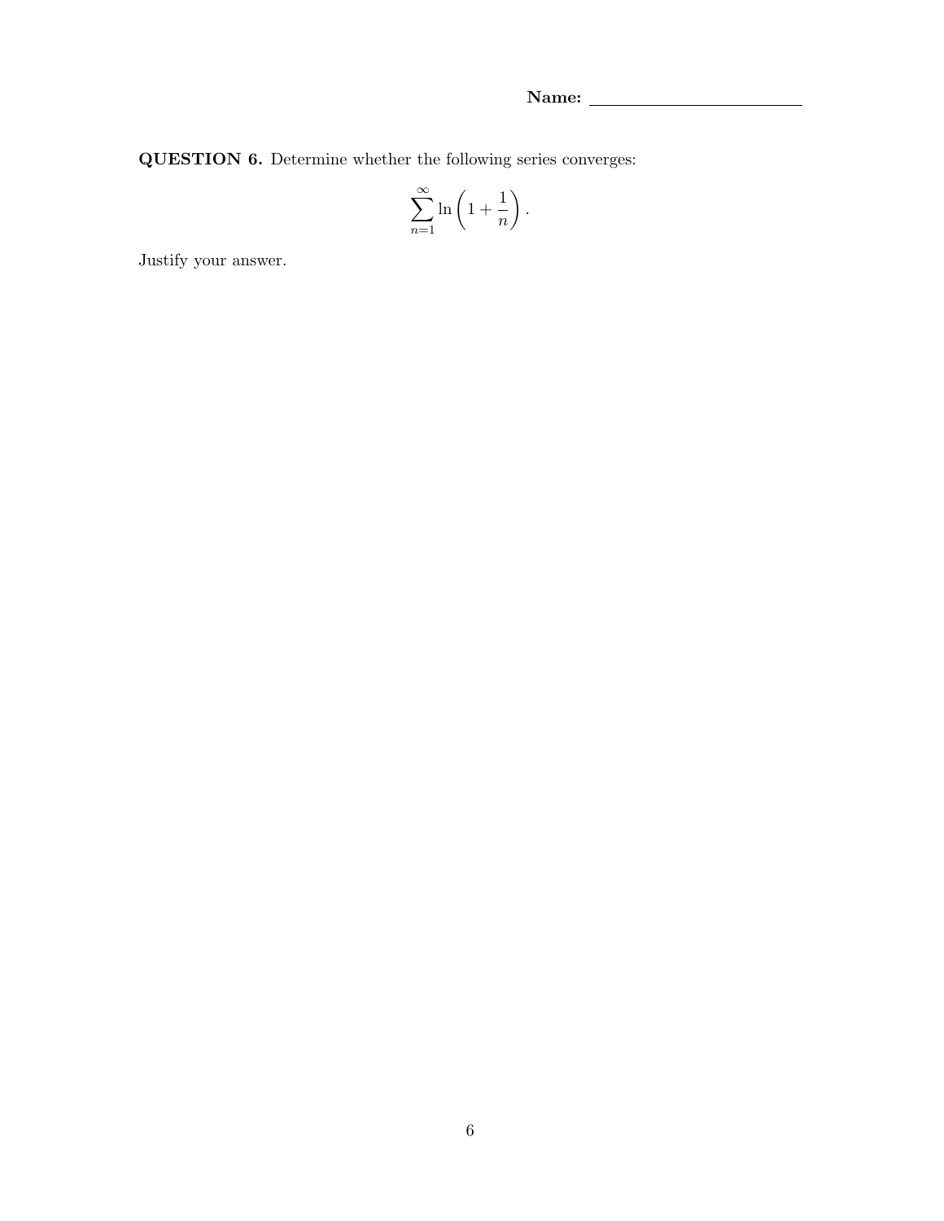Name: ______________________

**QUESTION 6.** Determine whether the following series converges:

$$\sum_{n=1}^{\infty} \ln\left(1 + \frac{1}{n}\right).$$

Justify your answer.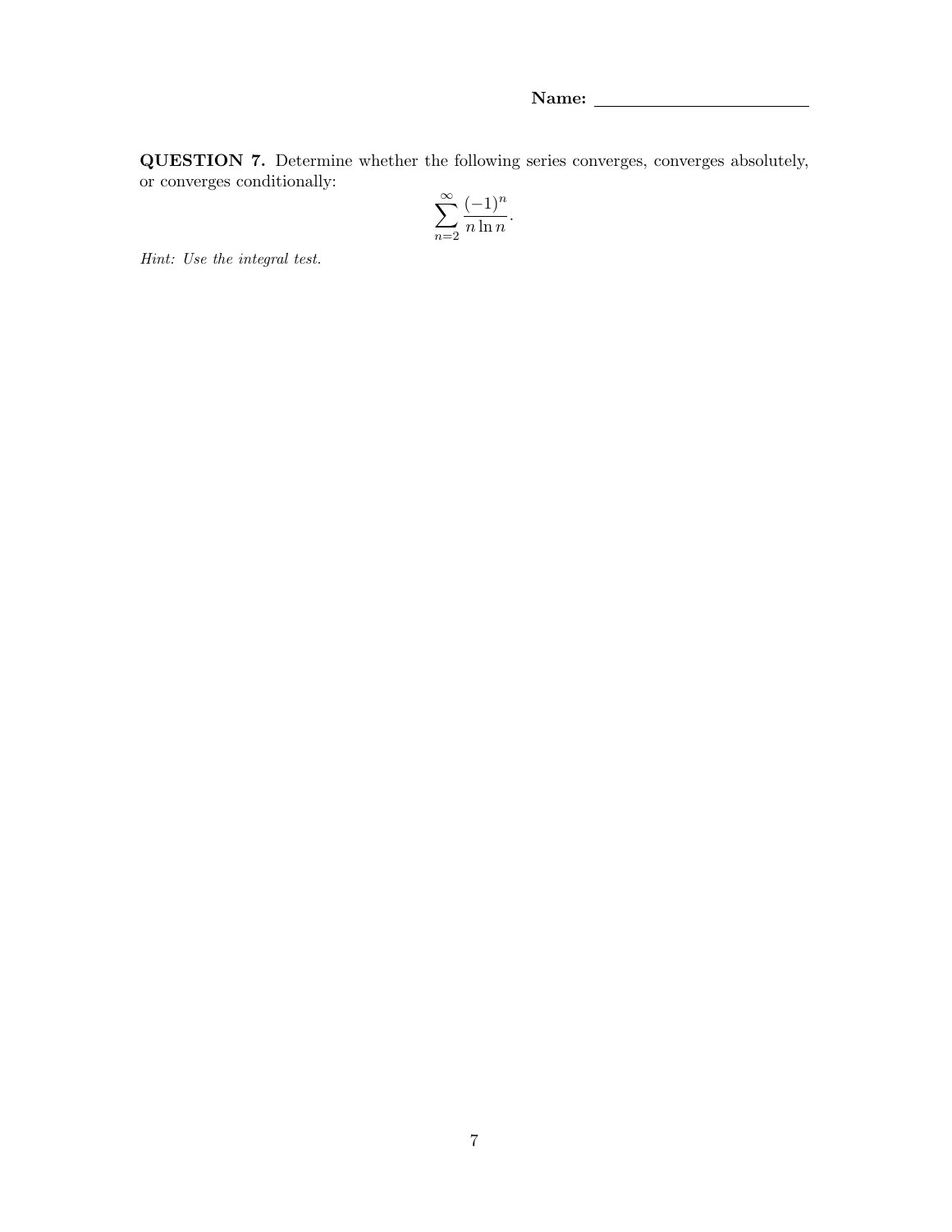**Name:** ________________________

**QUESTION 7.** Determine whether the following series converges, converges absolutely, or converges conditionally:

$$\sum_{n=2}^{\infty} \frac{(-1)^n}{n \ln n}.$$

*Hint: Use the integral test.*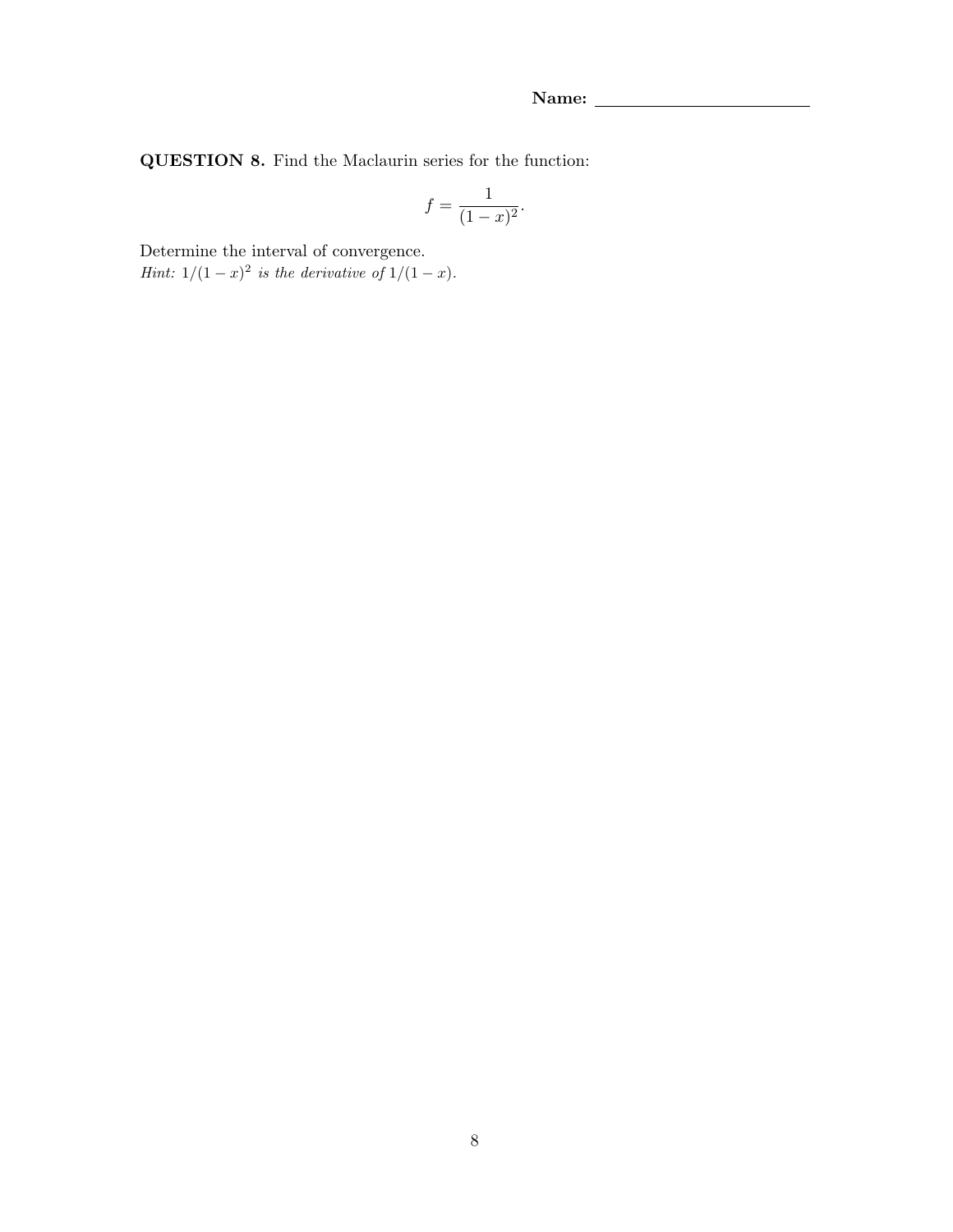**Name:** ________________________

**QUESTION 8.** Find the Maclaurin series for the function:

$$f = \frac{1}{(1-x)^2}.$$

Determine the interval of convergence.
*Hint: $1/(1-x)^2$ is the derivative of $1/(1-x)$.*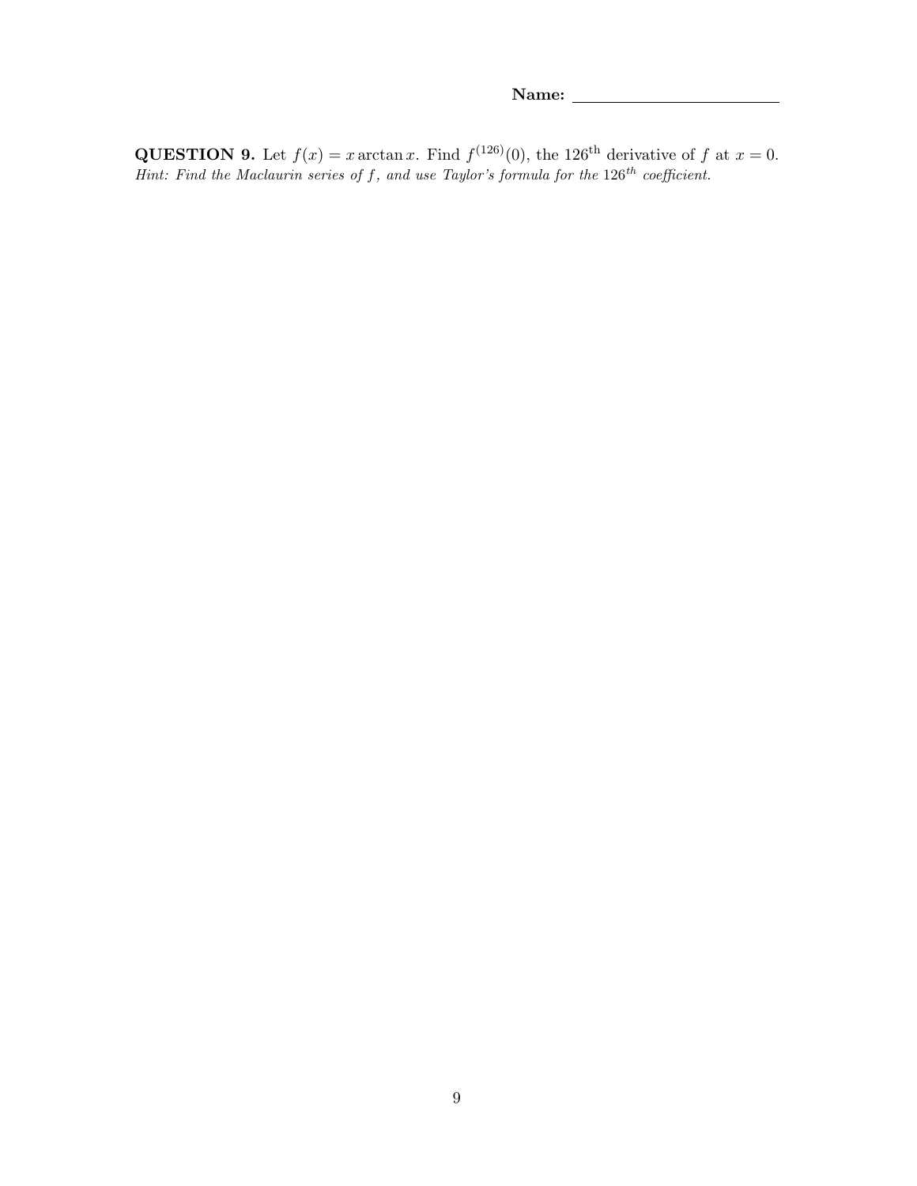**Name:** ______________________

**QUESTION 9.** Let $f(x) = x \arctan x$. Find $f^{(126)}(0)$, the $126^{\text{th}}$ derivative of $f$ at $x = 0$.
*Hint: Find the Maclaurin series of $f$, and use Taylor's formula for the $126^{th}$ coefficient.*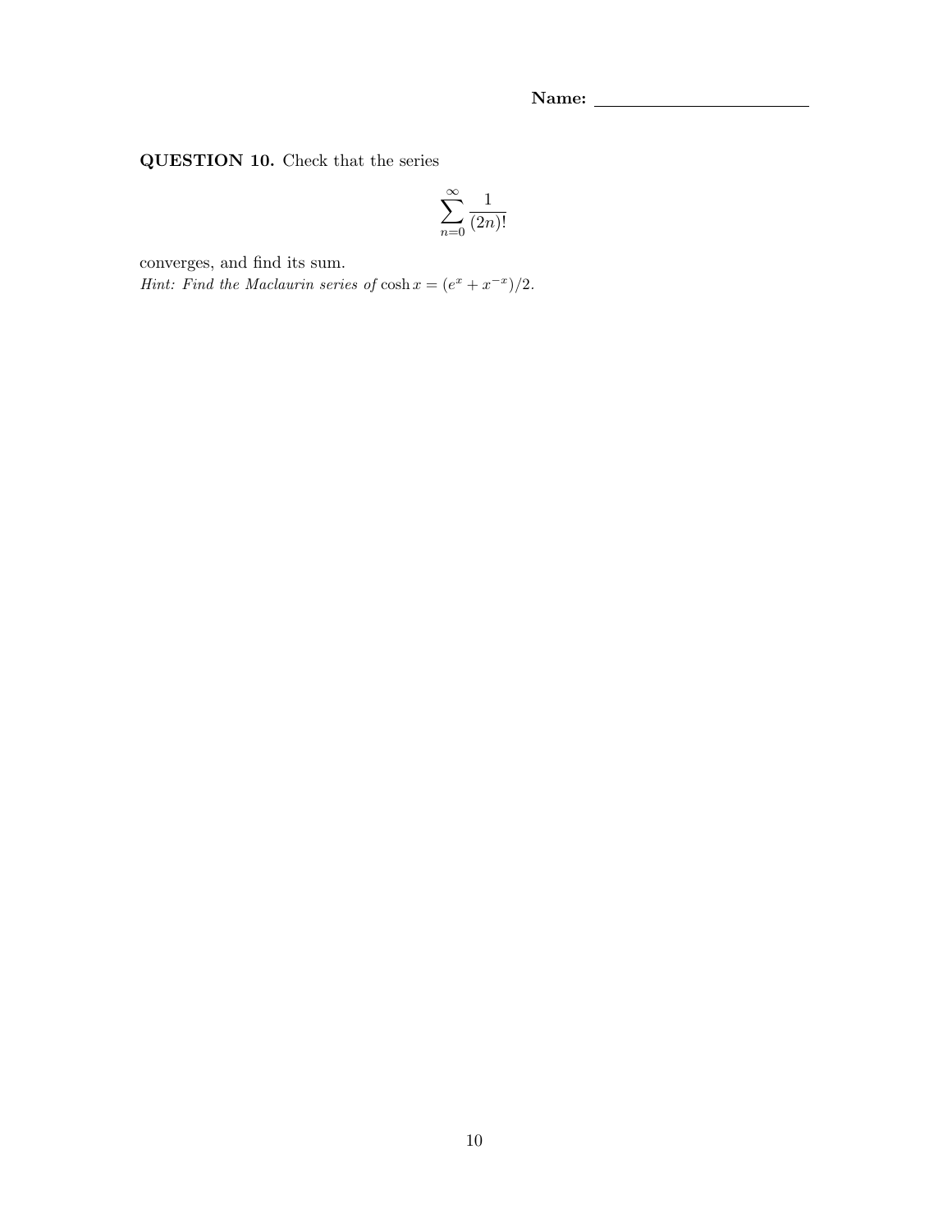Name: ________________________

**QUESTION 10.** Check that the series

$$\sum_{n=0}^{\infty} \frac{1}{(2n)!}$$

converges, and find its sum.

*Hint: Find the Maclaurin series of* $\cosh x = (e^x + x^{-x})/2$.